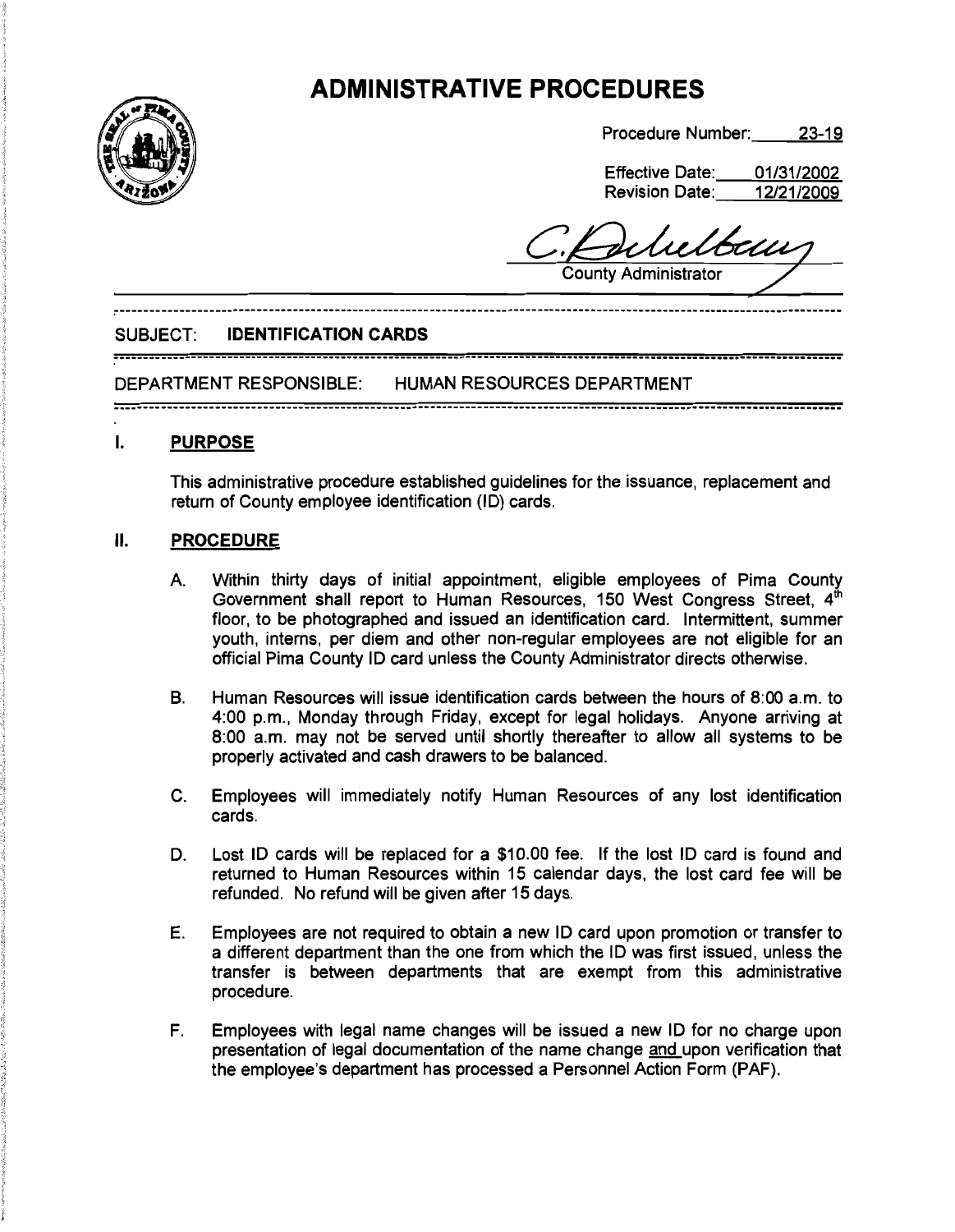# ADMINISTRATIVE PROCEDURES

Procedure Number: 23-19

Effective Date: 01/31/2002
Revision Date: 12/21/2009

County Administrator

SUBJECT: **IDENTIFICATION CARDS**

DEPARTMENT RESPONSIBLE: HUMAN RESOURCES DEPARTMENT

## I. PURPOSE

This administrative procedure established guidelines for the issuance, replacement and return of County employee identification (ID) cards.

## II. PROCEDURE

A. Within thirty days of initial appointment, eligible employees of Pima County Government shall report to Human Resources, 150 West Congress Street, 4th floor, to be photographed and issued an identification card. Intermittent, summer youth, interns, per diem and other non-regular employees are not eligible for an official Pima County ID card unless the County Administrator directs otherwise.

B. Human Resources will issue identification cards between the hours of 8:00 a.m. to 4:00 p.m., Monday through Friday, except for legal holidays. Anyone arriving at 8:00 a.m. may not be served until shortly thereafter to allow all systems to be properly activated and cash drawers to be balanced.

C. Employees will immediately notify Human Resources of any lost identification cards.

D. Lost ID cards will be replaced for a $10.00 fee. If the lost ID card is found and returned to Human Resources within 15 calendar days, the lost card fee will be refunded. No refund will be given after 15 days.

E. Employees are not required to obtain a new ID card upon promotion or transfer to a different department than the one from which the ID was first issued, unless the transfer is between departments that are exempt from this administrative procedure.

F. Employees with legal name changes will be issued a new ID for no charge upon presentation of legal documentation of the name change and upon verification that the employee's department has processed a Personnel Action Form (PAF).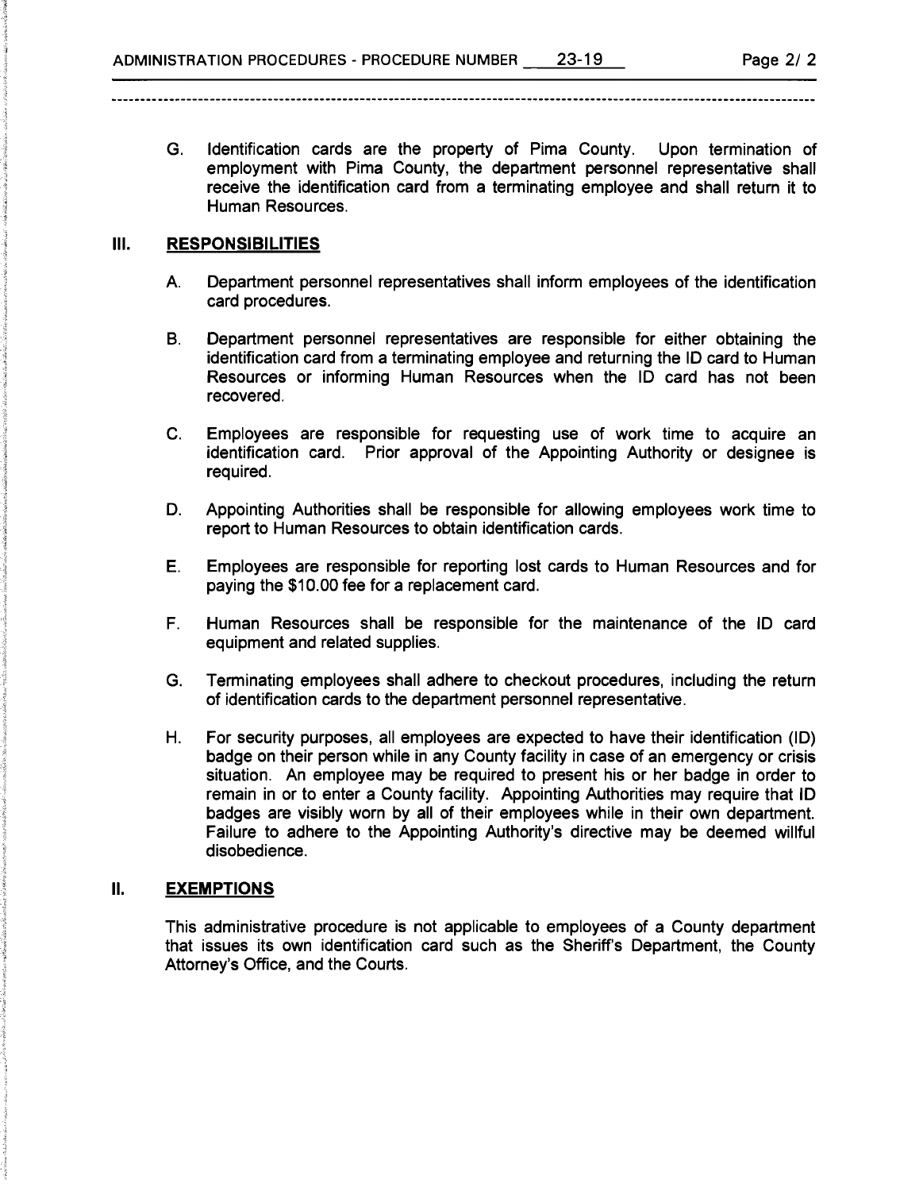G. Identification cards are the property of Pima County. Upon termination of employment with Pima County, the department personnel representative shall receive the identification card from a terminating employee and shall return it to Human Resources.

## III. RESPONSIBILITIES

A. Department personnel representatives shall inform employees of the identification card procedures.

B. Department personnel representatives are responsible for either obtaining the identification card from a terminating employee and returning the ID card to Human Resources or informing Human Resources when the ID card has not been recovered.

C. Employees are responsible for requesting use of work time to acquire an identification card. Prior approval of the Appointing Authority or designee is required.

D. Appointing Authorities shall be responsible for allowing employees work time to report to Human Resources to obtain identification cards.

E. Employees are responsible for reporting lost cards to Human Resources and for paying the $10.00 fee for a replacement card.

F. Human Resources shall be responsible for the maintenance of the ID card equipment and related supplies.

G. Terminating employees shall adhere to checkout procedures, including the return of identification cards to the department personnel representative.

H. For security purposes, all employees are expected to have their identification (ID) badge on their person while in any County facility in case of an emergency or crisis situation. An employee may be required to present his or her badge in order to remain in or to enter a County facility. Appointing Authorities may require that ID badges are visibly worn by all of their employees while in their own department. Failure to adhere to the Appointing Authority's directive may be deemed willful disobedience.

## II. EXEMPTIONS

This administrative procedure is not applicable to employees of a County department that issues its own identification card such as the Sheriff's Department, the County Attorney's Office, and the Courts.